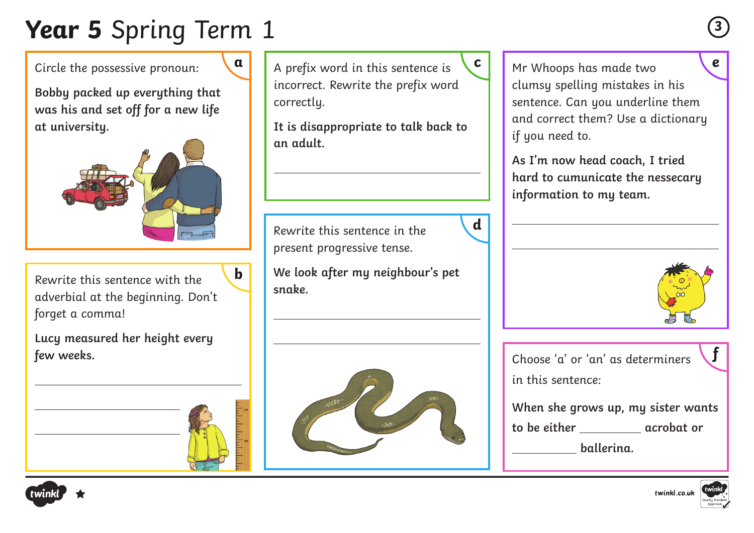# **Year 5** Spring Term 1

**a**

Circle the possessive pronoun:

**Bobby packed up everything that was his and set off for a new life at university.**

**b**

Rewrite this sentence with the adverbial at the beginning. Don't forget a comma!

**Lucy measured her height every few weeks.**

______________________________

______________________________

______________________________

**c**

A prefix word in this sentence is incorrect. Rewrite the prefix word correctly.

**It is disappropriate to talk back to an adult.**

______________________________

**d**

Rewrite this sentence in the present progressive tense.

**We look after my neighbour's pet snake.**

______________________________

______________________________

**e**

Mr Whoops has made two clumsy spelling mistakes in his sentence. Can you underline them and correct them? Use a dictionary if you need to.

**As I'm now head coach, I tried hard to cumunicate the nessecary information to my team.**

______________________________

______________________________

**f**

Choose 'a' or 'an' as determiners in this sentence:

**When she grows up, my sister wants to be either __________ acrobat or __________ ballerina.**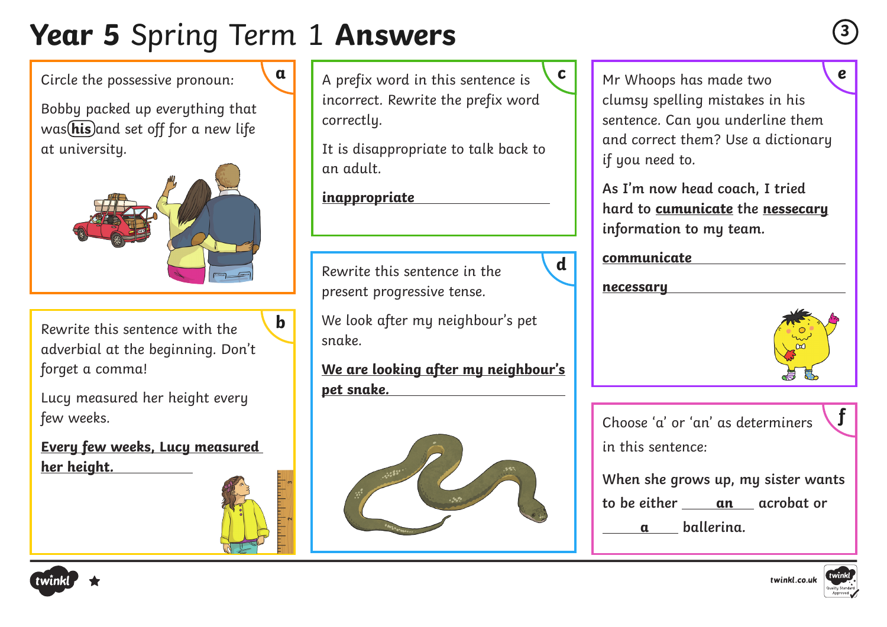# **Year 5** Spring Term 1 **Answers**

**a**

Circle the possessive pronoun:

Bobby packed up everything that was (**his**) and set off for a new life at university.

**b**

Rewrite this sentence with the adverbial at the beginning. Don't forget a comma!

Lucy measured her height every few weeks.

**Every few weeks, Lucy measured her height.**

**c**

A prefix word in this sentence is incorrect. Rewrite the prefix word correctly.

It is disappropriate to talk back to an adult.

**inappropriate**

**d**

Rewrite this sentence in the present progressive tense.

We look after my neighbour's pet snake.

**We are looking after my neighbour's pet snake.**

**e**

Mr Whoops has made two clumsy spelling mistakes in his sentence. Can you underline them and correct them? Use a dictionary if you need to.

As I'm now head coach, I tried hard to **cumunicate** the **nessecary** information to my team.

**communicate**

**necessary**

**f**

Choose 'a' or 'an' as determiners in this sentence:

When she grows up, my sister wants to be either **an** acrobat or **a** ballerina.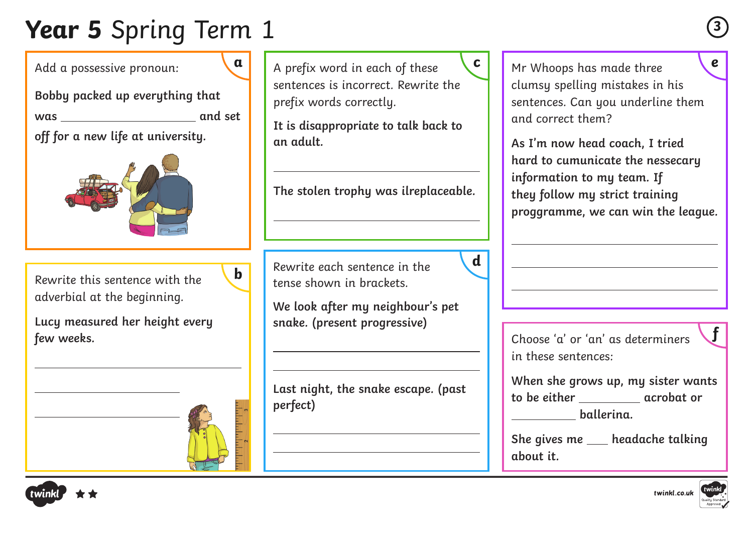# **Year 5** Spring Term 1

## a

Add a possessive pronoun:

**Bobby packed up everything that was ____________________ and set off for a new life at university.**

## b

Rewrite this sentence with the adverbial at the beginning.

**Lucy measured her height every few weeks.**

______________________________

______________________________

______________________________

## c

A prefix word in each of these sentences is incorrect. Rewrite the prefix words correctly.

**It is disappropriate to talk back to an adult.**

______________________________

**The stolen trophy was ilreplaceable.**

______________________________

## d

Rewrite each sentence in the tense shown in brackets.

**We look after my neighbour's pet snake. (present progressive)**

______________________________

______________________________

**Last night, the snake escape. (past perfect)**

______________________________

______________________________

## e

Mr Whoops has made three clumsy spelling mistakes in his sentences. Can you underline them and correct them?

**As I'm now head coach, I tried hard to cumunicate the nessecary information to my team. If they follow my strict training proggramme, we can win the league.**

______________________________

______________________________

______________________________

## f

Choose 'a' or 'an' as determiners in these sentences:

**When she grows up, my sister wants to be either __________ acrobat or __________ ballerina.**

**She gives me ___ headache talking about it.**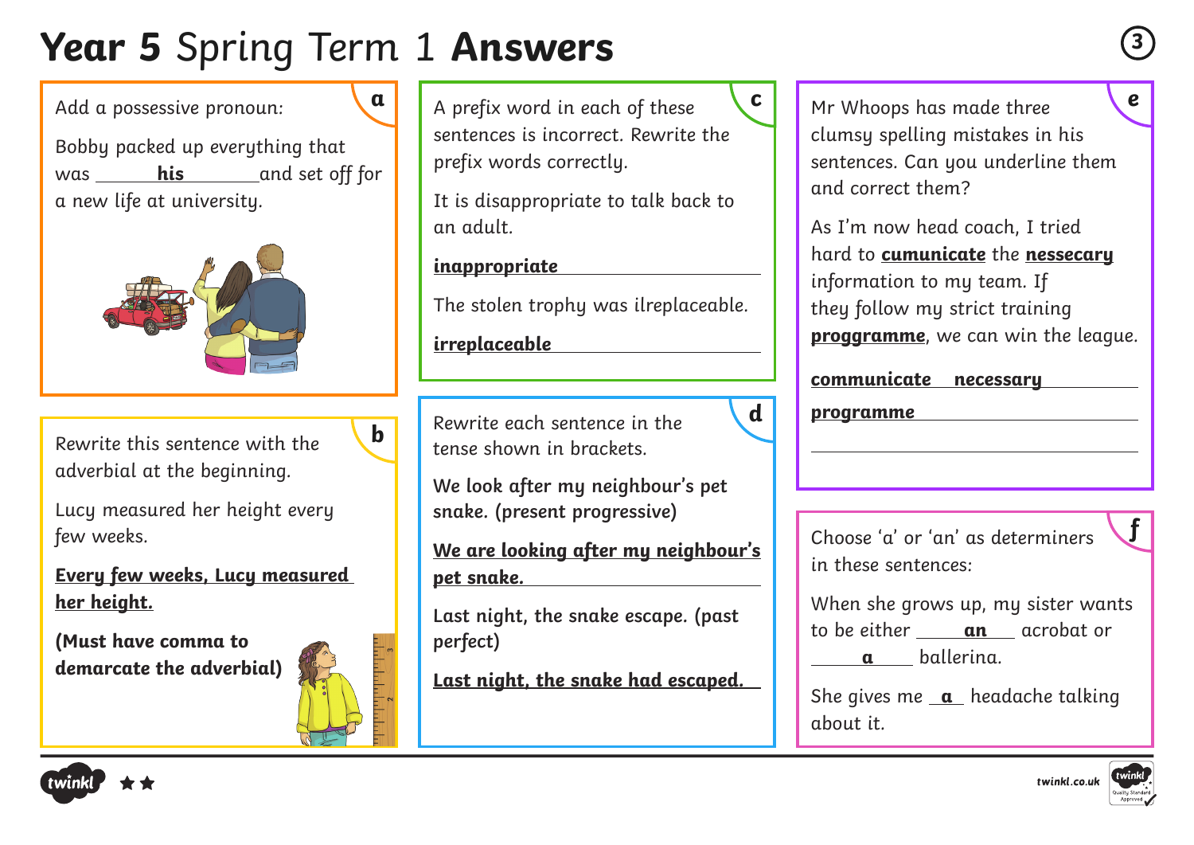# **Year 5** Spring Term 1 **Answers**

## a

Add a possessive pronoun:

Bobby packed up everything that was **his** and set off for a new life at university.

## b

Rewrite this sentence with the adverbial at the beginning.

Lucy measured her height every few weeks.

**Every few weeks, Lucy measured her height.**

**(Must have comma to demarcate the adverbial)**

## c

A prefix word in each of these sentences is incorrect. Rewrite the prefix words correctly.

It is disappropriate to talk back to an adult.

**inappropriate**

The stolen trophy was ilreplaceable.

**irreplaceable**

## d

Rewrite each sentence in the tense shown in brackets.

**We look after my neighbour's pet snake. (present progressive)**

**We are looking after my neighbour's pet snake.**

**Last night, the snake escape. (past perfect)**

**Last night, the snake had escaped.**

## e

Mr Whoops has made three clumsy spelling mistakes in his sentences. Can you underline them and correct them?

As I'm now head coach, I tried hard to **cumunicate** the **nessecary** information to my team. If they follow my strict training **proggramme**, we can win the league.

**communicate** **necessary**

**programme**

## f

Choose 'a' or 'an' as determiners in these sentences:

When she grows up, my sister wants to be either **an** acrobat or **a** ballerina.

She gives me **a** headache talking about it.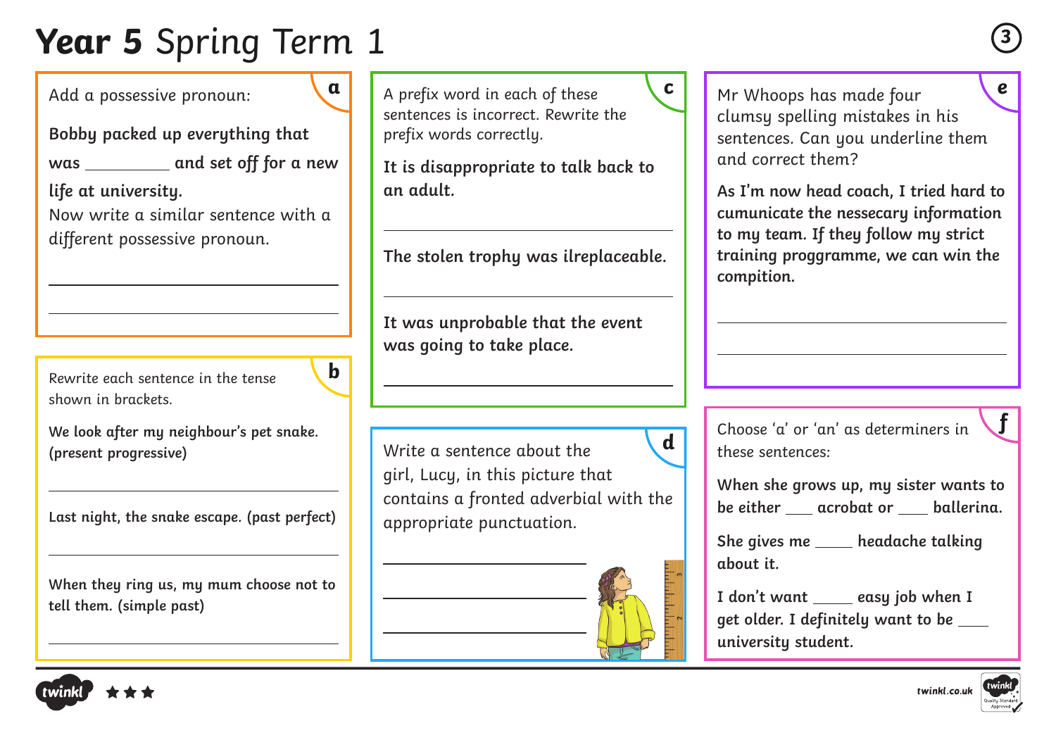# **Year 5** Spring Term 1

## a

Add a possessive pronoun:

**Bobby packed up everything that was ________ and set off for a new life at university.**

Now write a similar sentence with a different possessive pronoun.

______________________________

______________________________

## b

Rewrite each sentence in the tense shown in brackets.

**We look after my neighbour's pet snake. (present progressive)**

______________________________

**Last night, the snake escape. (past perfect)**

______________________________

**When they ring us, my mum choose not to tell them. (simple past)**

______________________________

## c

A prefix word in each of these sentences is incorrect. Rewrite the prefix words correctly.

**It is disappropriate to talk back to an adult.**

______________________________

**The stolen trophy was ilreplaceable.**

______________________________

**It was unprobable that the event was going to take place.**

______________________________

## d

Write a sentence about the girl, Lucy, in this picture that contains a fronted adverbial with the appropriate punctuation.

______________________________

______________________________

______________________________

## e

Mr Whoops has made four clumsy spelling mistakes in his sentences. Can you underline them and correct them?

**As I'm now head coach, I tried hard to cumunicate the nessecary information to my team. If they follow my strict training proggramme, we can win the compition.**

______________________________

______________________________

## f

Choose 'a' or 'an' as determiners in these sentences:

**When she grows up, my sister wants to be either ___ acrobat or ___ ballerina.**

**She gives me ____ headache talking about it.**

**I don't want ____ easy job when I get older. I definitely want to be ___ university student.**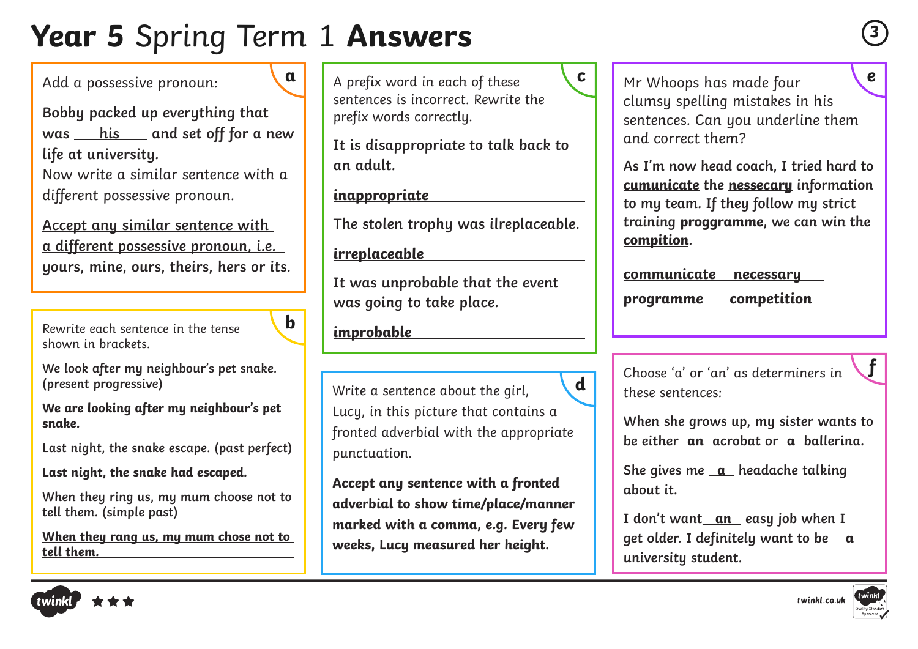# **Year 5** Spring Term 1 **Answers**

## a

Add a possessive pronoun:

**Bobby packed up everything that was __his__ and set off for a new life at university.**

Now write a similar sentence with a different possessive pronoun.

Accept any similar sentence with a different possessive pronoun, i.e. yours, mine, ours, theirs, hers or its.

## b

Rewrite each sentence in the tense shown in brackets.

We look after my neighbour's pet snake. (present progressive)

**We are looking after my neighbour's pet snake.**

Last night, the snake escape. (past perfect)

**Last night, the snake had escaped.**

When they ring us, my mum choose not to tell them. (simple past)

**When they rang us, my mum chose not to tell them.**

## c

A prefix word in each of these sentences is incorrect. Rewrite the prefix words correctly.

**It is disappropriate to talk back to an adult.**

**inappropriate**

**The stolen trophy was ilreplaceable.**

**irreplaceable**

**It was unprobable that the event was going to take place.**

**improbable**

## d

Write a sentence about the girl, Lucy, in this picture that contains a fronted adverbial with the appropriate punctuation.

**Accept any sentence with a fronted adverbial to show time/place/manner marked with a comma, e.g. Every few weeks, Lucy measured her height.**

## e

Mr Whoops has made four clumsy spelling mistakes in his sentences. Can you underline them and correct them?

**As I'm now head coach, I tried hard to cumunicate the nessecary information to my team. If they follow my strict training proggramme, we can win the compition.**

**communicate necessary**

**programme competition**

## f

Choose 'a' or 'an' as determiners in these sentences:

**When she grows up, my sister wants to be either __an__ acrobat or __a__ ballerina.**

**She gives me __a__ headache talking about it.**

**I don't want __an__ easy job when I get older. I definitely want to be __a__ university student.**